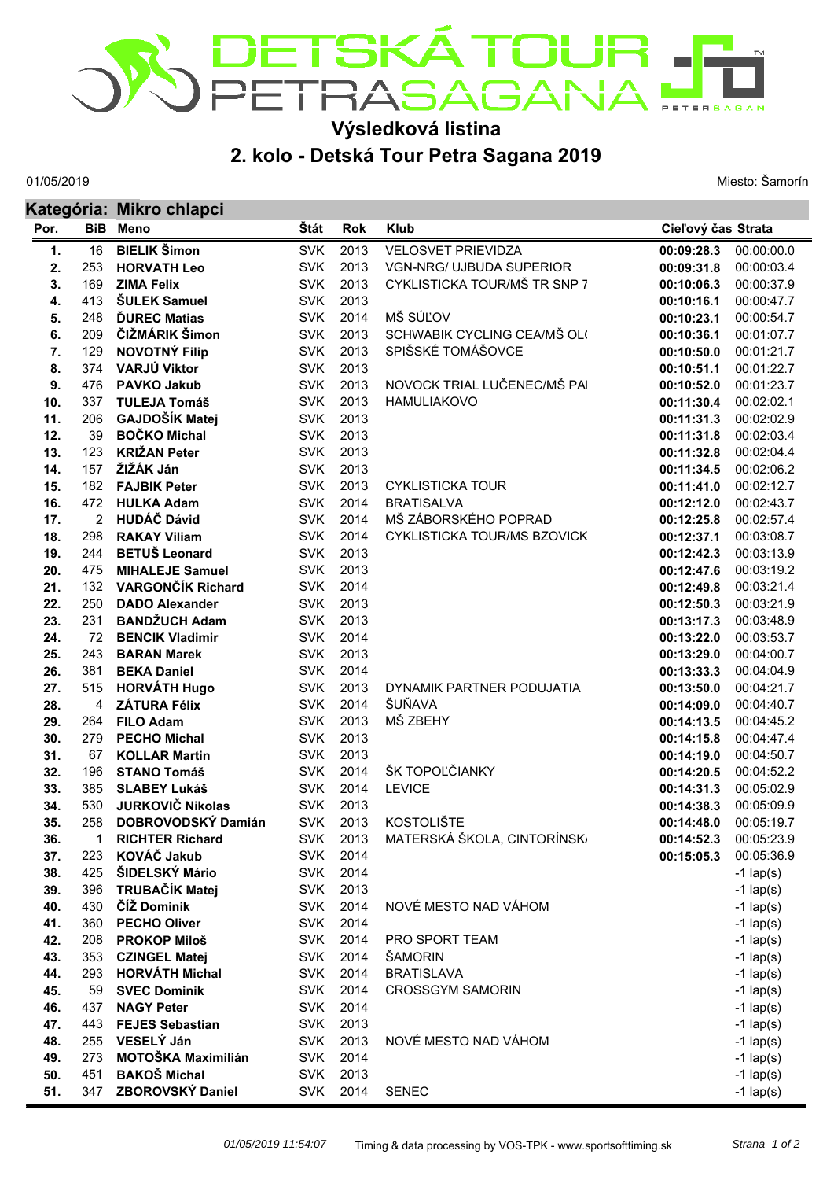# Výsledková listina

## 2. kolo - Detská Tour Petra Sagana 2019

01/05/2019

Miesto: Šamorín

### Kategória: Mikro chlapci

| Por. | BiB | Meno | Štát | Rok | Klub | Cieľový čas | Strata |
|---|---|---|---|---|---|---|---|
| 1. | 16 | **BIELIK Šimon** | SVK | 2013 | VELOSVET PRIEVIDZA | **00:09:28.3** | 00:00:00.0 |
| 2. | 253 | **HORVATH Leo** | SVK | 2013 | VGN-NRG/ UJBUDA SUPERIOR | **00:09:31.8** | 00:00:03.4 |
| 3. | 169 | **ZIMA Felix** | SVK | 2013 | CYKLISTICKA TOUR/MŠ TR SNP 7 | **00:10:06.3** | 00:00:37.9 |
| 4. | 413 | **ŠULEK Samuel** | SVK | 2013 | | **00:10:16.1** | 00:00:47.7 |
| 5. | 248 | **ĎUREC Matias** | SVK | 2014 | MŠ SÚĽOV | **00:10:23.1** | 00:00:54.7 |
| 6. | 209 | **ČIŽMÁRIK Šimon** | SVK | 2013 | SCHWABIK CYCLING CEA/MŠ OL( | **00:10:36.1** | 00:01:07.7 |
| 7. | 129 | **NOVOTNÝ Filip** | SVK | 2013 | SPIŠSKÉ TOMÁŠOVCE | **00:10:50.0** | 00:01:21.7 |
| 8. | 374 | **VARJÚ Viktor** | SVK | 2013 | | **00:10:51.1** | 00:01:22.7 |
| 9. | 476 | **PAVKO Jakub** | SVK | 2013 | NOVOCK TRIAL LUČENEC/MŠ PA | **00:10:52.0** | 00:01:23.7 |
| 10. | 337 | **TULEJA Tomáš** | SVK | 2013 | HAMULIAKOVO | **00:11:30.4** | 00:02:02.1 |
| 11. | 206 | **GAJDOŠÍK Matej** | SVK | 2013 | | **00:11:31.3** | 00:02:02.9 |
| 12. | 39 | **BOČKO Michal** | SVK | 2013 | | **00:11:31.8** | 00:02:03.4 |
| 13. | 123 | **KRIŽAN Peter** | SVK | 2013 | | **00:11:32.8** | 00:02:04.4 |
| 14. | 157 | **ŽIŽÁK Ján** | SVK | 2013 | | **00:11:34.5** | 00:02:06.2 |
| 15. | 182 | **FAJBIK Peter** | SVK | 2013 | CYKLISTICKA TOUR | **00:11:41.0** | 00:02:12.7 |
| 16. | 472 | **HULKA Adam** | SVK | 2014 | BRATISALVA | **00:12:12.0** | 00:02:43.7 |
| 17. | 2 | **HUDÁČ Dávid** | SVK | 2014 | MŠ ZÁBORSKÉHO POPRAD | **00:12:25.8** | 00:02:57.4 |
| 18. | 298 | **RAKAY Viliam** | SVK | 2014 | CYKLISTICKA TOUR/MS BZOVICK | **00:12:37.1** | 00:03:08.7 |
| 19. | 244 | **BETUŠ Leonard** | SVK | 2013 | | **00:12:42.3** | 00:03:13.9 |
| 20. | 475 | **MIHALEJE Samuel** | SVK | 2013 | | **00:12:47.6** | 00:03:19.2 |
| 21. | 132 | **VARGONČÍK Richard** | SVK | 2014 | | **00:12:49.8** | 00:03:21.4 |
| 22. | 250 | **DADO Alexander** | SVK | 2013 | | **00:12:50.3** | 00:03:21.9 |
| 23. | 231 | **BANDŽUCH Adam** | SVK | 2013 | | **00:13:17.3** | 00:03:48.9 |
| 24. | 72 | **BENCIK Vladimir** | SVK | 2014 | | **00:13:22.0** | 00:03:53.7 |
| 25. | 243 | **BARAN Marek** | SVK | 2013 | | **00:13:29.0** | 00:04:00.7 |
| 26. | 381 | **BEKA Daniel** | SVK | 2014 | | **00:13:33.3** | 00:04:04.9 |
| 27. | 515 | **HORVÁTH Hugo** | SVK | 2013 | DYNAMIK PARTNER PODUJATIA | **00:13:50.0** | 00:04:21.7 |
| 28. | 4 | **ZÁTURA Félix** | SVK | 2014 | ŠUŇAVA | **00:14:09.0** | 00:04:40.7 |
| 29. | 264 | **FILO Adam** | SVK | 2013 | MŠ ZBEHY | **00:14:13.5** | 00:04:45.2 |
| 30. | 279 | **PECHO Michal** | SVK | 2013 | | **00:14:15.8** | 00:04:47.4 |
| 31. | 67 | **KOLLAR Martin** | SVK | 2013 | | **00:14:19.0** | 00:04:50.7 |
| 32. | 196 | **STANO Tomáš** | SVK | 2014 | ŠK TOPOĽČIANKY | **00:14:20.5** | 00:04:52.2 |
| 33. | 385 | **SLABEY Lukáš** | SVK | 2014 | LEVICE | **00:14:31.3** | 00:05:02.9 |
| 34. | 530 | **JURKOVIČ Nikolas** | SVK | 2013 | | **00:14:38.3** | 00:05:09.9 |
| 35. | 258 | **DOBROVODSKÝ Damián** | SVK | 2013 | KOSTOLIŠTE | **00:14:48.0** | 00:05:19.7 |
| 36. | 1 | **RICHTER Richard** | SVK | 2013 | MATERSKÁ ŠKOLA, CINTORÍNSK/ | **00:14:52.3** | 00:05:23.9 |
| 37. | 223 | **KOVÁČ Jakub** | SVK | 2014 | | **00:15:05.3** | 00:05:36.9 |
| 38. | 425 | **ŠIDELSKÝ Mário** | SVK | 2014 | | | -1 lap(s) |
| 39. | 396 | **TRUBAČÍK Matej** | SVK | 2013 | | | -1 lap(s) |
| 40. | 430 | **ČÍŽ Dominik** | SVK | 2014 | NOVÉ MESTO NAD VÁHOM | | -1 lap(s) |
| 41. | 360 | **PECHO Oliver** | SVK | 2014 | | | -1 lap(s) |
| 42. | 208 | **PROKOP Miloš** | SVK | 2014 | PRO SPORT TEAM | | -1 lap(s) |
| 43. | 353 | **CZINGEL Matej** | SVK | 2014 | ŠAMORIN | | -1 lap(s) |
| 44. | 293 | **HORVÁTH Michal** | SVK | 2014 | BRATISLAVA | | -1 lap(s) |
| 45. | 59 | **SVEC Dominik** | SVK | 2014 | CROSSGYM SAMORIN | | -1 lap(s) |
| 46. | 437 | **NAGY Peter** | SVK | 2014 | | | -1 lap(s) |
| 47. | 443 | **FEJES Sebastian** | SVK | 2013 | | | -1 lap(s) |
| 48. | 255 | **VESELÝ Ján** | SVK | 2013 | NOVÉ MESTO NAD VÁHOM | | -1 lap(s) |
| 49. | 273 | **MOTOŠKA Maximilián** | SVK | 2014 | | | -1 lap(s) |
| 50. | 451 | **BAKOŠ Michal** | SVK | 2013 | | | -1 lap(s) |
| 51. | 347 | **ZBOROVSKÝ Daniel** | SVK | 2014 | SENEC | | -1 lap(s) |

*01/05/2019 11:54:07* Timing & data processing by VOS-TPK - www.sportsofttiming.sk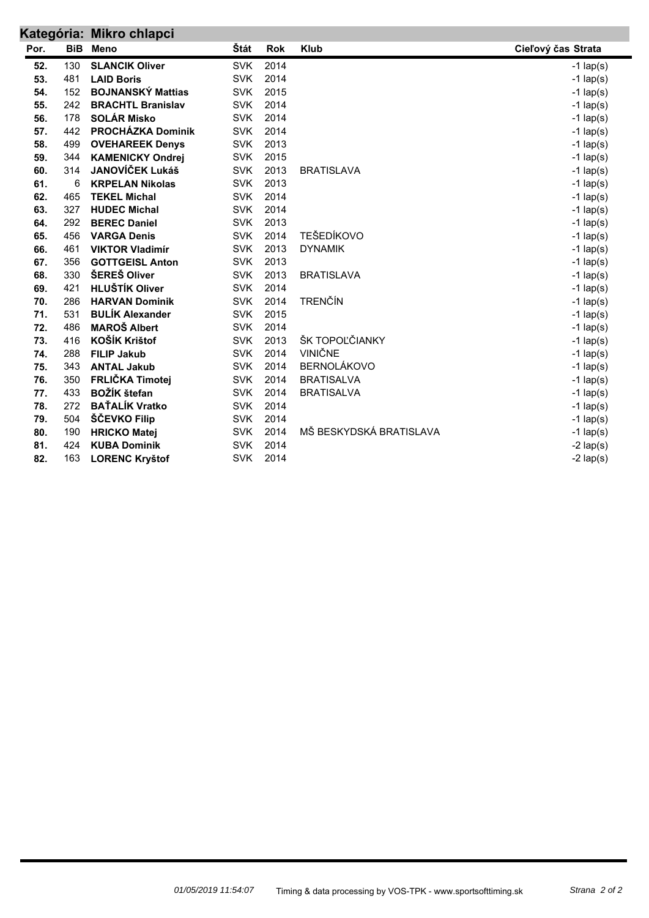## Kategória: Mikro chlapci

| Por. | BiB | Meno | Štát | Rok | Klub | Cieľový čas | Strata |
|---|---|---|---|---|---|---|---|
| 52. | 130 | **SLANCIK Oliver** | SVK | 2014 | | | -1 lap(s) |
| 53. | 481 | **LAID Boris** | SVK | 2014 | | | -1 lap(s) |
| 54. | 152 | **BOJNANSKÝ Mattias** | SVK | 2015 | | | -1 lap(s) |
| 55. | 242 | **BRACHTL Branislav** | SVK | 2014 | | | -1 lap(s) |
| 56. | 178 | **SOLÁR Misko** | SVK | 2014 | | | -1 lap(s) |
| 57. | 442 | **PROCHÁZKA Dominik** | SVK | 2014 | | | -1 lap(s) |
| 58. | 499 | **OVEHAREEK Denys** | SVK | 2013 | | | -1 lap(s) |
| 59. | 344 | **KAMENICKY Ondrej** | SVK | 2015 | | | -1 lap(s) |
| 60. | 314 | **JANOVÍČEK Lukáš** | SVK | 2013 | BRATISLAVA | | -1 lap(s) |
| 61. | 6 | **KRPELAN Nikolas** | SVK | 2013 | | | -1 lap(s) |
| 62. | 465 | **TEKEL Michal** | SVK | 2014 | | | -1 lap(s) |
| 63. | 327 | **HUDEC Michal** | SVK | 2014 | | | -1 lap(s) |
| 64. | 292 | **BEREC Daniel** | SVK | 2013 | | | -1 lap(s) |
| 65. | 456 | **VARGA Denis** | SVK | 2014 | TEŠEDÍKOVO | | -1 lap(s) |
| 66. | 461 | **VIKTOR Vladimír** | SVK | 2013 | DYNAMIK | | -1 lap(s) |
| 67. | 356 | **GOTTGEISL Anton** | SVK | 2013 | | | -1 lap(s) |
| 68. | 330 | **ŠEREŠ Oliver** | SVK | 2013 | BRATISLAVA | | -1 lap(s) |
| 69. | 421 | **HLUŠTÍK Oliver** | SVK | 2014 | | | -1 lap(s) |
| 70. | 286 | **HARVAN Dominik** | SVK | 2014 | TRENČÍN | | -1 lap(s) |
| 71. | 531 | **BULÍK Alexander** | SVK | 2015 | | | -1 lap(s) |
| 72. | 486 | **MAROŠ Albert** | SVK | 2014 | | | -1 lap(s) |
| 73. | 416 | **KOŠÍK Krištof** | SVK | 2013 | ŠK TOPOĽČIANKY | | -1 lap(s) |
| 74. | 288 | **FILIP Jakub** | SVK | 2014 | VINIČNE | | -1 lap(s) |
| 75. | 343 | **ANTAL Jakub** | SVK | 2014 | BERNOLÁKOVO | | -1 lap(s) |
| 76. | 350 | **FRLIČKA Timotej** | SVK | 2014 | BRATISALVA | | -1 lap(s) |
| 77. | 433 | **BOŽÍK štefan** | SVK | 2014 | BRATISALVA | | -1 lap(s) |
| 78. | 272 | **BAŤALÍK Vratko** | SVK | 2014 | | | -1 lap(s) |
| 79. | 504 | **ŠČEVKO Filip** | SVK | 2014 | | | -1 lap(s) |
| 80. | 190 | **HRICKO Matej** | SVK | 2014 | MŠ BESKYDSKÁ BRATISLAVA | | -1 lap(s) |
| 81. | 424 | **KUBA Dominik** | SVK | 2014 | | | -2 lap(s) |
| 82. | 163 | **LORENC Kryštof** | SVK | 2014 | | | -2 lap(s) |

*01/05/2019 11:54:07* Timing & data processing by VOS-TPK - www.sportsofttiming.sk